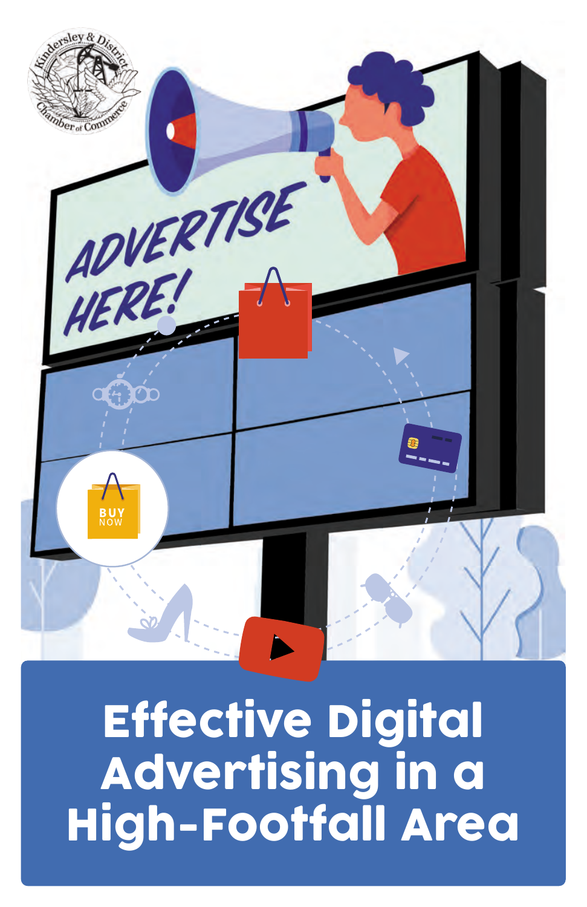# Effective Digital Advertising in a High-Footfall Area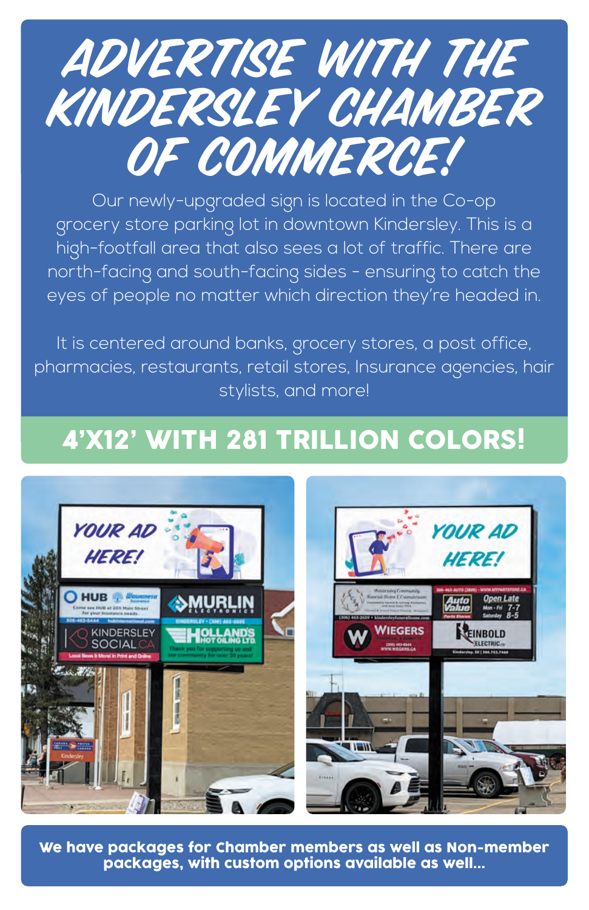# ADVERTISE WITH THE KINDERSLEY CHAMBER OF COMMERCE!

Our newly-upgraded sign is located in the Co-op grocery store parking lot in downtown Kindersley. This is a high-footfall area that also sees a lot of traffic. There are north-facing and south-facing sides - ensuring to catch the eyes of people no matter which direction they're headed in.

It is centered around banks, grocery stores, a post office, pharmacies, restaurants, retail stores, Insurance agencies, hair stylists, and more!

## 4'X12' WITH 281 TRILLION COLORS!

**We have packages for Chamber members as well as Non-member packages, with custom options available as well...**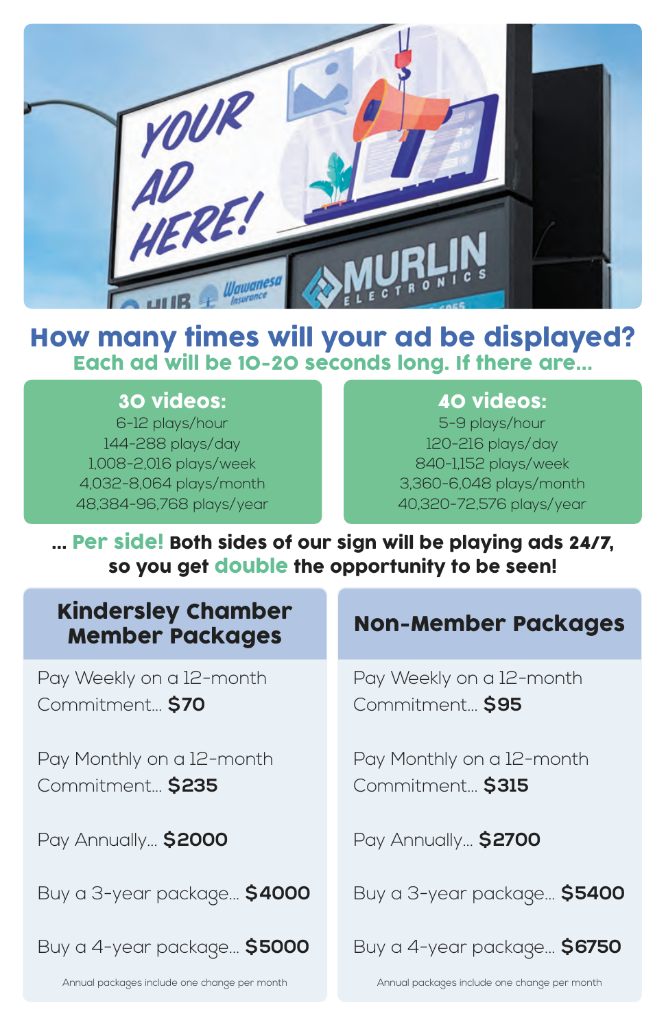## How many times will your ad be displayed?

### Each ad will be 10-20 seconds long. If there are...

**30 videos:**
6-12 plays/hour
144-288 plays/day
1,008-2,016 plays/week
4,032-8,064 plays/month
48,384-96,768 plays/year

**40 videos:**
5-9 plays/hour
120-216 plays/day
840-1,152 plays/week
3,360-6,048 plays/month
40,320-72,576 plays/year

**... Per side! Both sides of our sign will be playing ads 24/7, so you get double the opportunity to be seen!**

### Kindersley Chamber Member Packages

Pay Weekly on a 12-month Commitment... **$70**

Pay Monthly on a 12-month Commitment... **$235**

Pay Annually... **$2000**

Buy a 3-year package... **$4000**

Buy a 4-year package... **$5000**

Annual packages include one change per month

### Non-Member Packages

Pay Weekly on a 12-month Commitment... **$95**

Pay Monthly on a 12-month Commitment... **$315**

Pay Annually... **$2700**

Buy a 3-year package... **$5400**

Buy a 4-year package... **$6750**

Annual packages include one change per month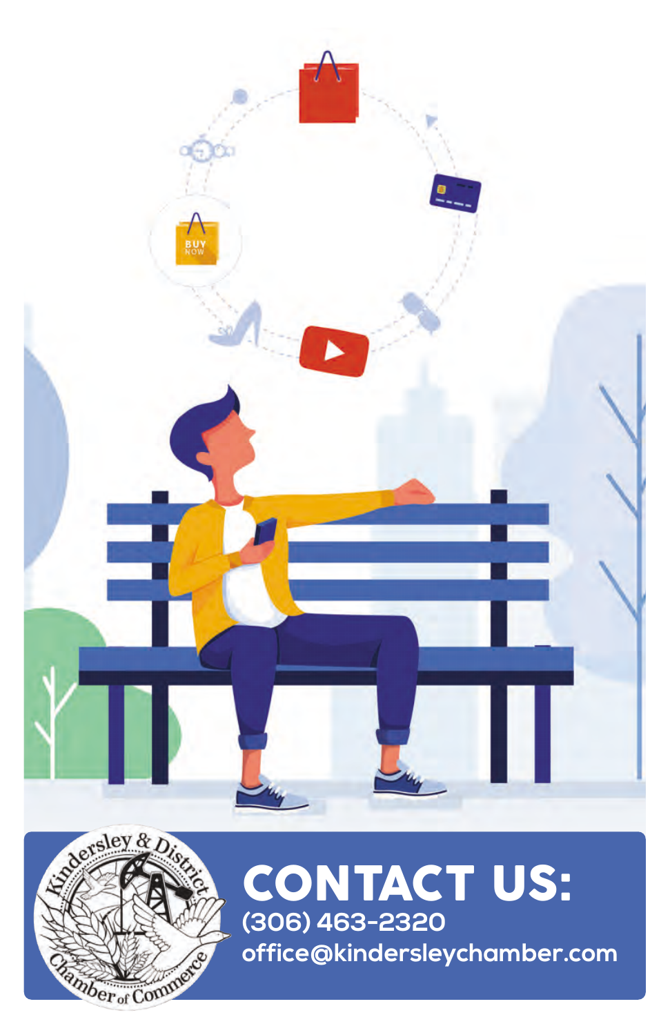## CONTACT US:

(306) 463-2320

office@kindersleychamber.com